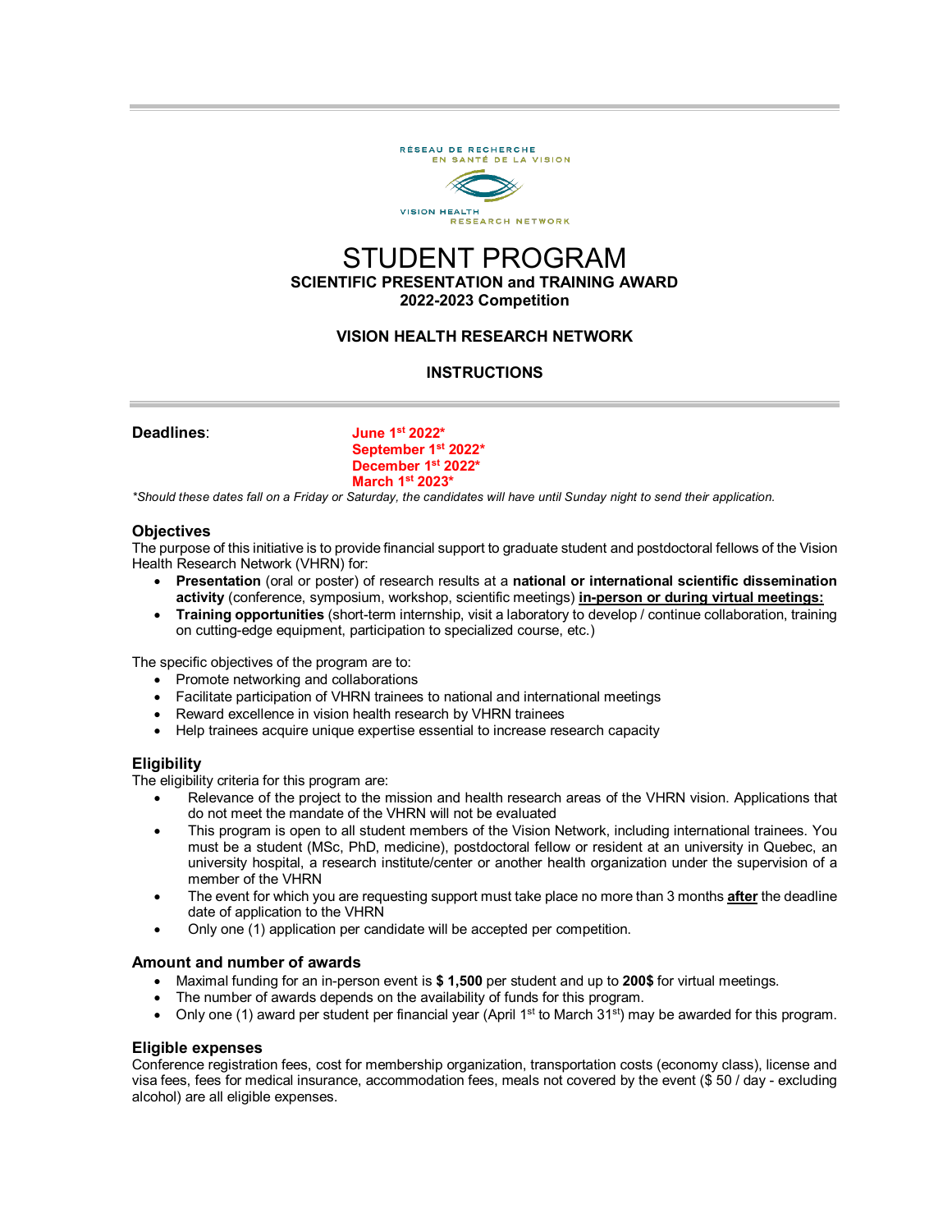RÉSEAU DE RECHERCHE EN SANTÉ DE LA VISION

VISION HEALTH RESEARCH NETWORK

# STUDENT PROGRAM

**SCIENTIFIC PRESENTATION and TRAINING AWARD**
**2022-2023 Competition**

**VISION HEALTH RESEARCH NETWORK**

**INSTRUCTIONS**

**Deadlines**: **June 1st 2022***
**September 1st 2022***
**December 1st 2022***
**March 1st 2023***

*\*Should these dates fall on a Friday or Saturday, the candidates will have until Sunday night to send their application.*

### Objectives

The purpose of this initiative is to provide financial support to graduate student and postdoctoral fellows of the Vision Health Research Network (VHRN) for:

- **Presentation** (oral or poster) of research results at a **national or international scientific dissemination activity** (conference, symposium, workshop, scientific meetings) **in-person or during virtual meetings:**
- **Training opportunities** (short-term internship, visit a laboratory to develop / continue collaboration, training on cutting-edge equipment, participation to specialized course, etc.)

The specific objectives of the program are to:

- Promote networking and collaborations
- Facilitate participation of VHRN trainees to national and international meetings
- Reward excellence in vision health research by VHRN trainees
- Help trainees acquire unique expertise essential to increase research capacity

### Eligibility

The eligibility criteria for this program are:

- Relevance of the project to the mission and health research areas of the VHRN vision. Applications that do not meet the mandate of the VHRN will not be evaluated
- This program is open to all student members of the Vision Network, including international trainees. You must be a student (MSc, PhD, medicine), postdoctoral fellow or resident at an university in Quebec, an university hospital, a research institute/center or another health organization under the supervision of a member of the VHRN
- The event for which you are requesting support must take place no more than 3 months **after** the deadline date of application to the VHRN
- Only one (1) application per candidate will be accepted per competition.

### Amount and number of awards

- Maximal funding for an in-person event is **$ 1,500** per student and up to **200$** for virtual meetings.
- The number of awards depends on the availability of funds for this program.
- Only one (1) award per student per financial year (April 1st to March 31st) may be awarded for this program.

### Eligible expenses

Conference registration fees, cost for membership organization, transportation costs (economy class), license and visa fees, fees for medical insurance, accommodation fees, meals not covered by the event ($ 50 / day - excluding alcohol) are all eligible expenses.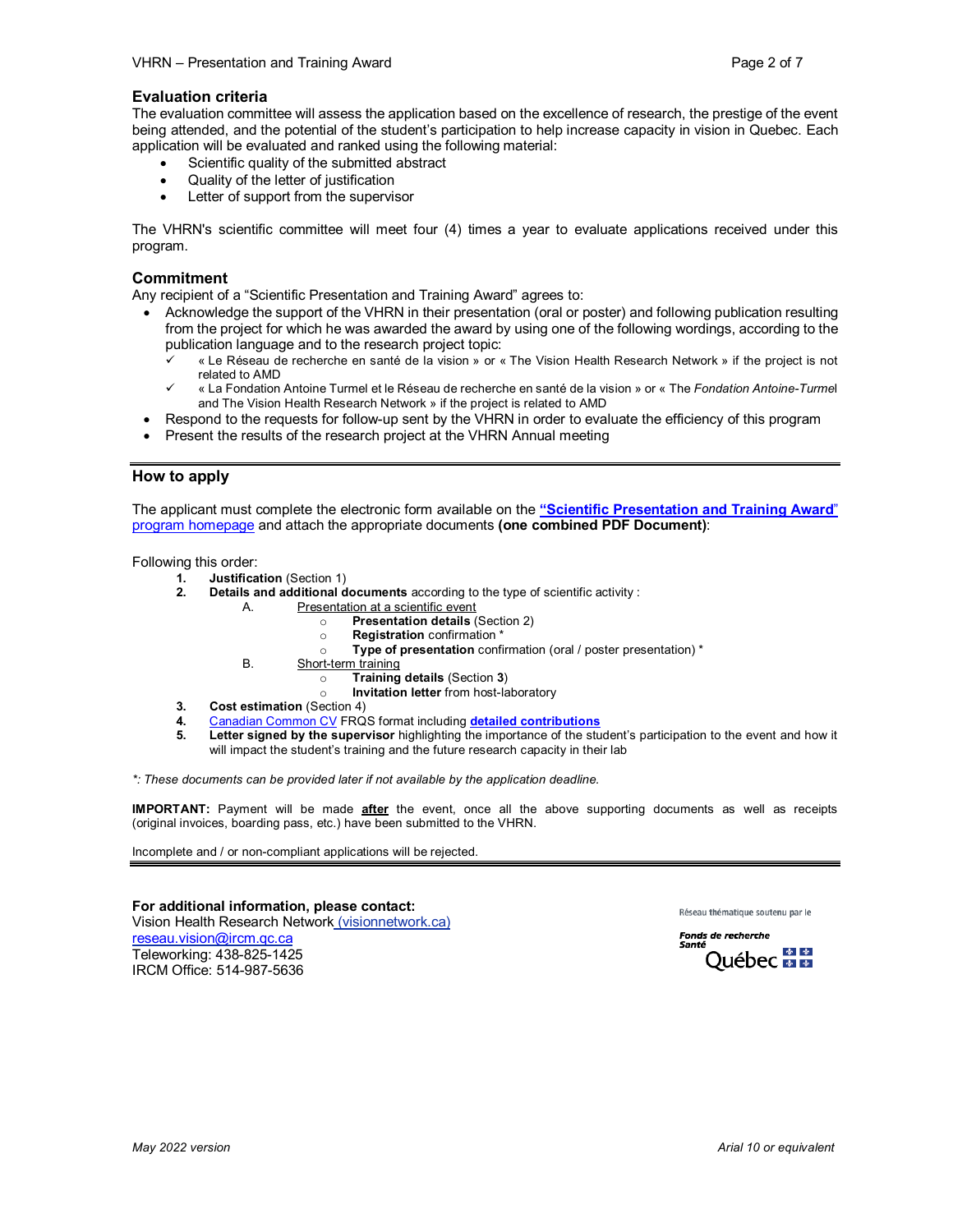## Evaluation criteria

The evaluation committee will assess the application based on the excellence of research, the prestige of the event being attended, and the potential of the student's participation to help increase capacity in vision in Quebec. Each application will be evaluated and ranked using the following material:

- Scientific quality of the submitted abstract
- Quality of the letter of justification
- Letter of support from the supervisor

The VHRN's scientific committee will meet four (4) times a year to evaluate applications received under this program.

## Commitment

Any recipient of a "Scientific Presentation and Training Award" agrees to:

- Acknowledge the support of the VHRN in their presentation (oral or poster) and following publication resulting from the project for which he was awarded the award by using one of the following wordings, according to the publication language and to the research project topic:
  - ✓ « Le Réseau de recherche en santé de la vision » or « The Vision Health Research Network » if the project is not related to AMD
  - ✓ « La Fondation Antoine Turmel et le Réseau de recherche en santé de la vision » or « The *Fondation Antoine-Turmel* and The Vision Health Research Network » if the project is related to AMD
- Respond to the requests for follow-up sent by the VHRN in order to evaluate the efficiency of this program
- Present the results of the research project at the VHRN Annual meeting

## How to apply

The applicant must complete the electronic form available on the **"Scientific Presentation and Training Award"** program homepage and attach the appropriate documents **(one combined PDF Document)**:

Following this order:

1. **Justification** (Section 1)
2. **Details and additional documents** according to the type of scientific activity :
   - A. Presentation at a scientific event
     - **Presentation details** (Section 2)
     - **Registration** confirmation *
     - **Type of presentation** confirmation (oral / poster presentation) *
   - B. Short-term training
     - **Training details** (Section **3**)
     - **Invitation letter** from host-laboratory
3. **Cost estimation** (Section 4)
4. Canadian Common CV FRQS format including **detailed contributions**
5. **Letter signed by the supervisor** highlighting the importance of the student's participation to the event and how it will impact the student's training and the future research capacity in their lab

*\*: These documents can be provided later if not available by the application deadline.*

**IMPORTANT:** Payment will be made **after** the event, once all the above supporting documents as well as receipts (original invoices, boarding pass, etc.) have been submitted to the VHRN.

Incomplete and / or non-compliant applications will be rejected.

**For additional information, please contact:**
Vision Health Research Network (visionnetwork.ca)
reseau.vision@ircm.qc.ca
Teleworking: 438-825-1425
IRCM Office: 514-987-5636

Réseau thématique soutenu par le Fonds de recherche Santé Québec

*May 2022 version* *Arial 10 or equivalent*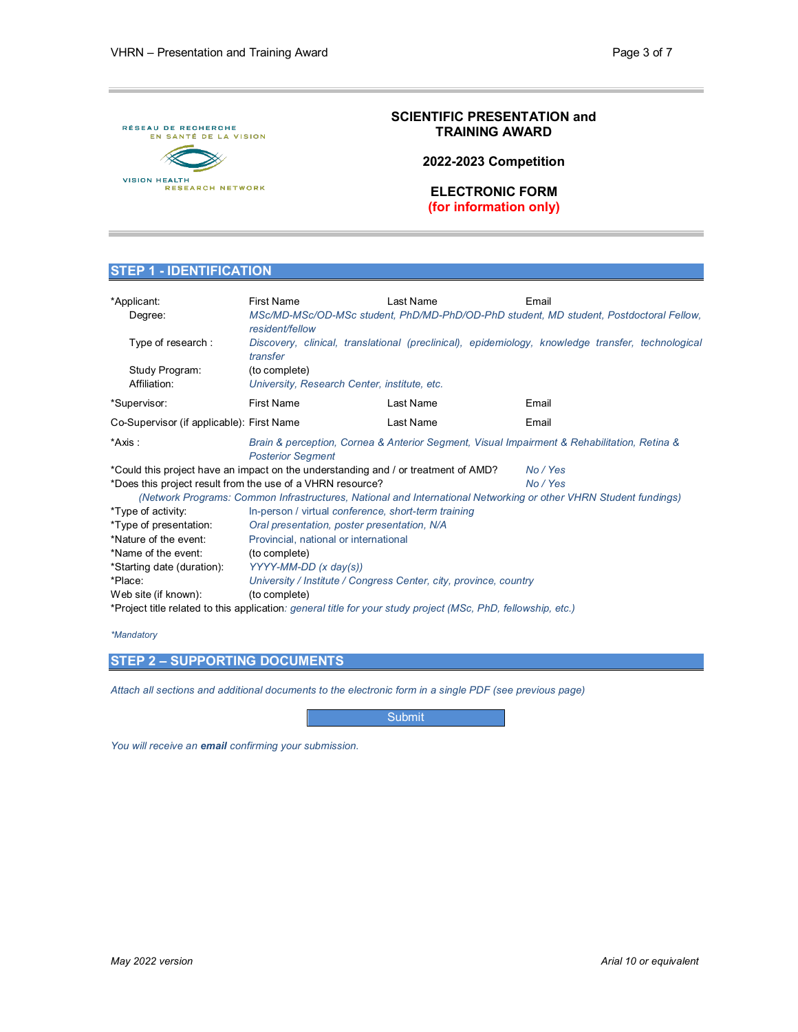RÉSEAU DE RECHERCHE EN SANTÉ DE LA VISION

VISION HEALTH RESEARCH NETWORK

# SCIENTIFIC PRESENTATION and TRAINING AWARD

**2022-2023 Competition**

**ELECTRONIC FORM**
**(for information only)**

## STEP 1 - IDENTIFICATION

| | | | |
|---|---|---|---|
| *Applicant: | First Name | Last Name | Email |
| Degree: | *MSc/MD-MSc/OD-MSc student, PhD/MD-PhD/OD-PhD student, MD student, Postdoctoral Fellow, resident/fellow* | | |
| Type of research : | *Discovery, clinical, translational (preclinical), epidemiology, knowledge transfer, technological transfer* | | |
| Study Program: | (to complete) | | |
| Affiliation: | *University, Research Center, institute, etc.* | | |
| *Supervisor: | First Name | Last Name | Email |
| Co-Supervisor (if applicable): | First Name | Last Name | Email |
| *Axis : | *Brain & perception, Cornea & Anterior Segment, Visual Impairment & Rehabilitation, Retina & Posterior Segment* | | |

*Could this project have an impact on the understanding and / or treatment of AMD? *No / Yes*

*Does this project result from the use of a VHRN resource? *No / Yes*

*(Network Programs: Common Infrastructures, National and International Networking or other VHRN Student fundings)*

| | |
|---|---|
| *Type of activity: | In-person / virtual *conference, short-term training* |
| *Type of presentation: | *Oral presentation, poster presentation, N/A* |
| *Nature of the event: | Provincial, national or international |
| *Name of the event: | (to complete) |
| *Starting date (duration): | *YYYY-MM-DD (x day(s))* |
| *Place: | *University / Institute / Congress Center, city, province, country* |
| Web site (if known): | (to complete) |

*Project title related to this application*: general title for your study project (MSc, PhD, fellowship, etc.)*

*\*Mandatory*

## STEP 2 – SUPPORTING DOCUMENTS

*Attach all sections and additional documents to the electronic form in a single PDF (see previous page)*

Submit

*You will receive an* ***email*** *confirming your submission.*

*May 2022 version* — *Arial 10 or equivalent*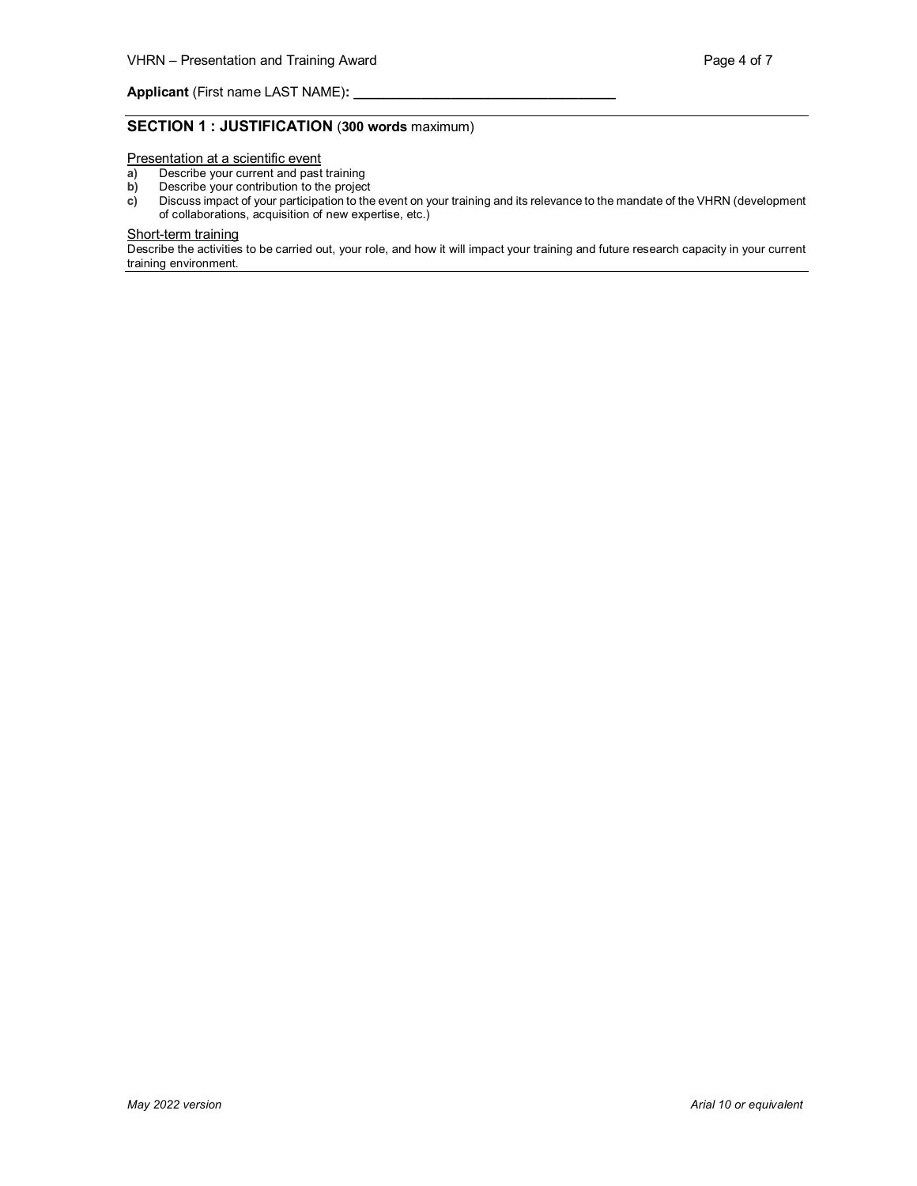**Applicant** (First name LAST NAME)**: ___________________________________**

## SECTION 1 : JUSTIFICATION (**300 words** maximum)

Presentation at a scientific event

**a)** Describe your current and past training
**b)** Describe your contribution to the project
**c)** Discuss impact of your participation to the event on your training and its relevance to the mandate of the VHRN (development of collaborations, acquisition of new expertise, etc.)

Short-term training

Describe the activities to be carried out, your role, and how it will impact your training and future research capacity in your current training environment.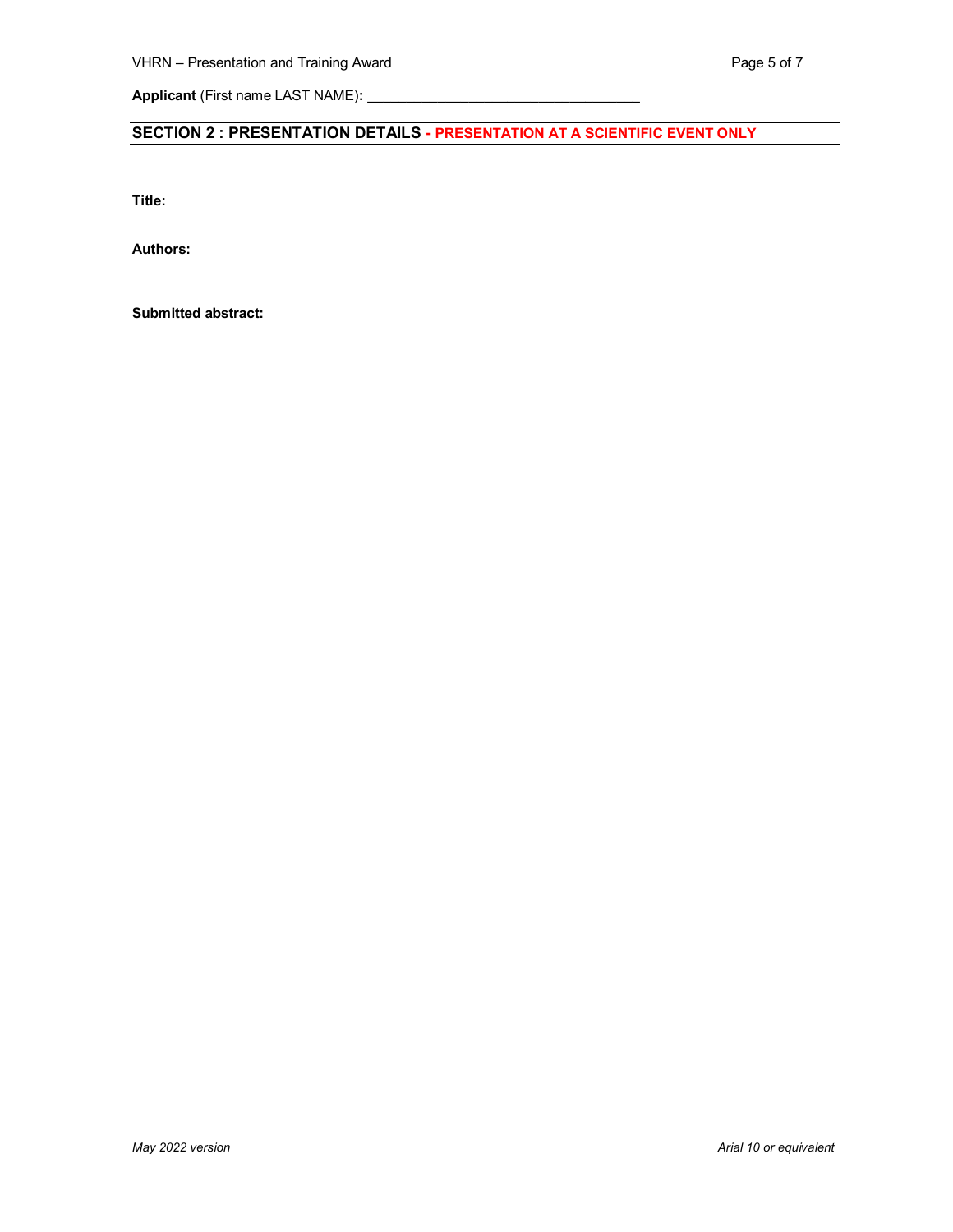**Applicant** (First name LAST NAME)**: ___________________________________**

## SECTION 2 : PRESENTATION DETAILS - PRESENTATION AT A SCIENTIFIC EVENT ONLY

**Title:**

**Authors:**

**Submitted abstract:**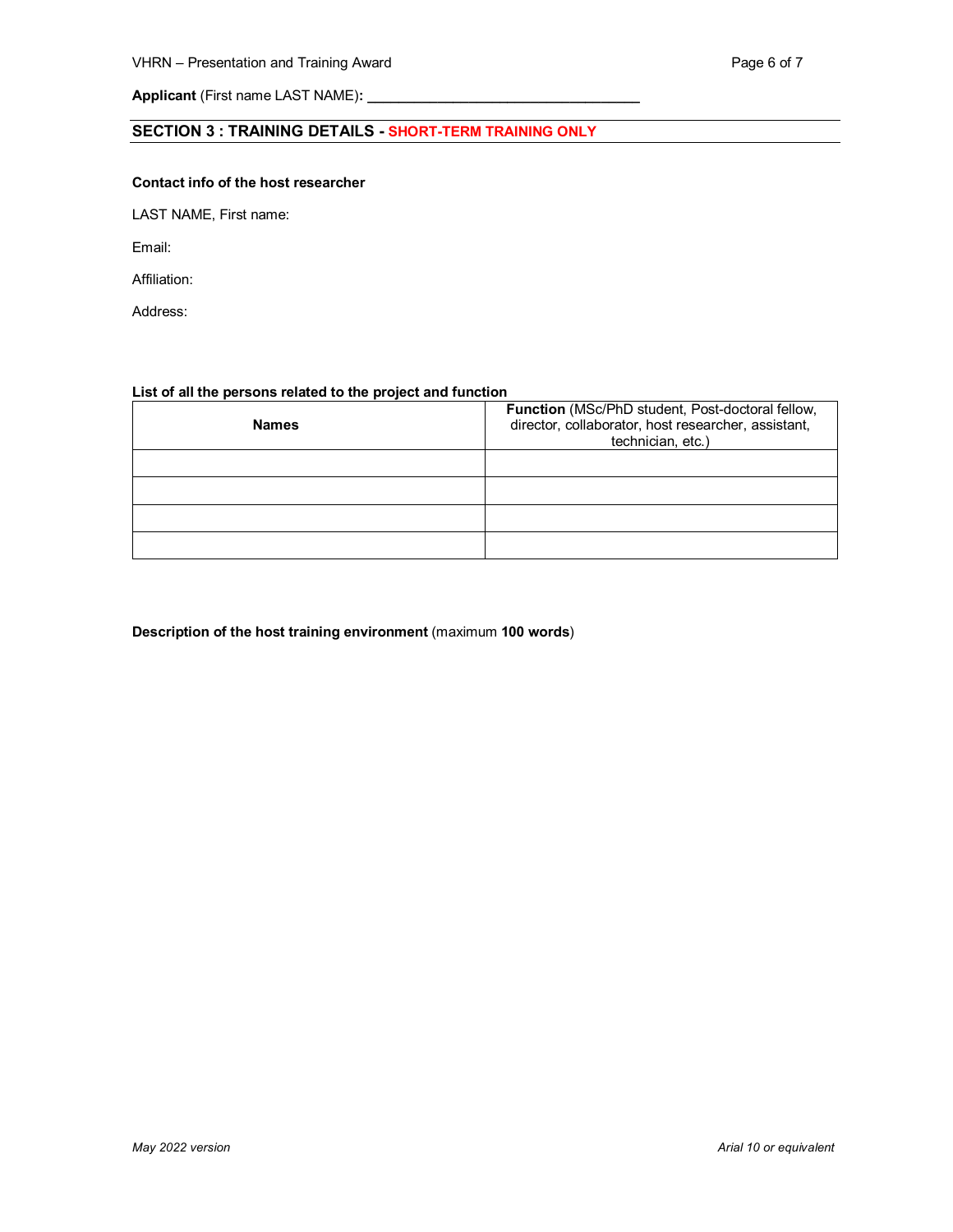**Applicant** (First name LAST NAME)**:** ___________________________________

## SECTION 3 : TRAINING DETAILS - SHORT-TERM TRAINING ONLY

**Contact info of the host researcher**

LAST NAME, First name:

Email:

Affiliation:

Address:

**List of all the persons related to the project and function**

| **Names** | **Function** (MSc/PhD student, Post-doctoral fellow, director, collaborator, host researcher, assistant, technician, etc.) |
| --- | --- |
| | |
| | |
| | |
| | |

**Description of the host training environment** (maximum **100 words**)

*May 2022 version* *Arial 10 or equivalent*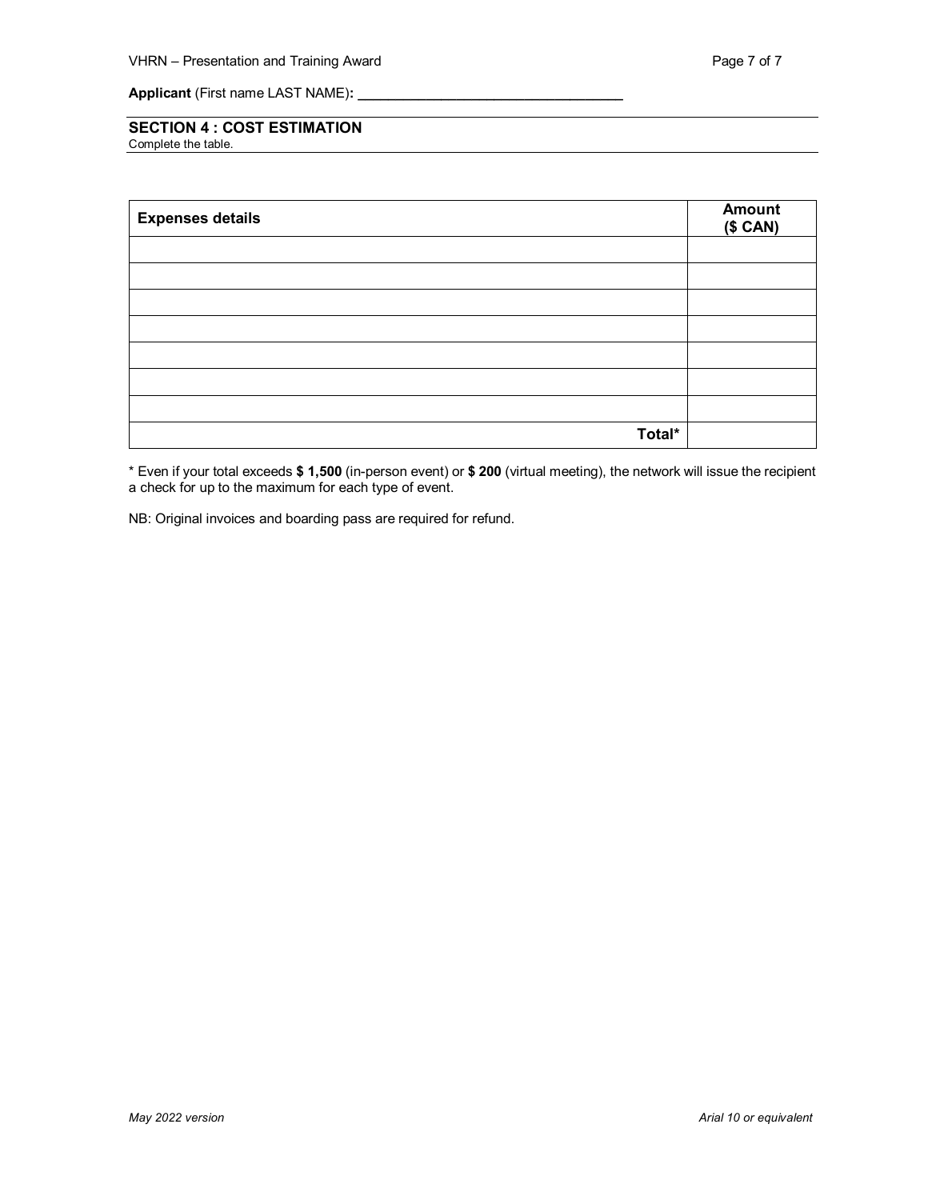**Applicant** (First name LAST NAME)**: ___________________________________**

## SECTION 4 : COST ESTIMATION

Complete the table.

| Expenses details | Amount ($ CAN) |
|---|---|
| | |
| | |
| | |
| | |
| | |
| | |
| | |
| **Total*** | |

* Even if your total exceeds **$ 1,500** (in-person event) or **$ 200** (virtual meeting), the network will issue the recipient a check for up to the maximum for each type of event.

NB: Original invoices and boarding pass are required for refund.

*May 2022 version* *Arial 10 or equivalent*